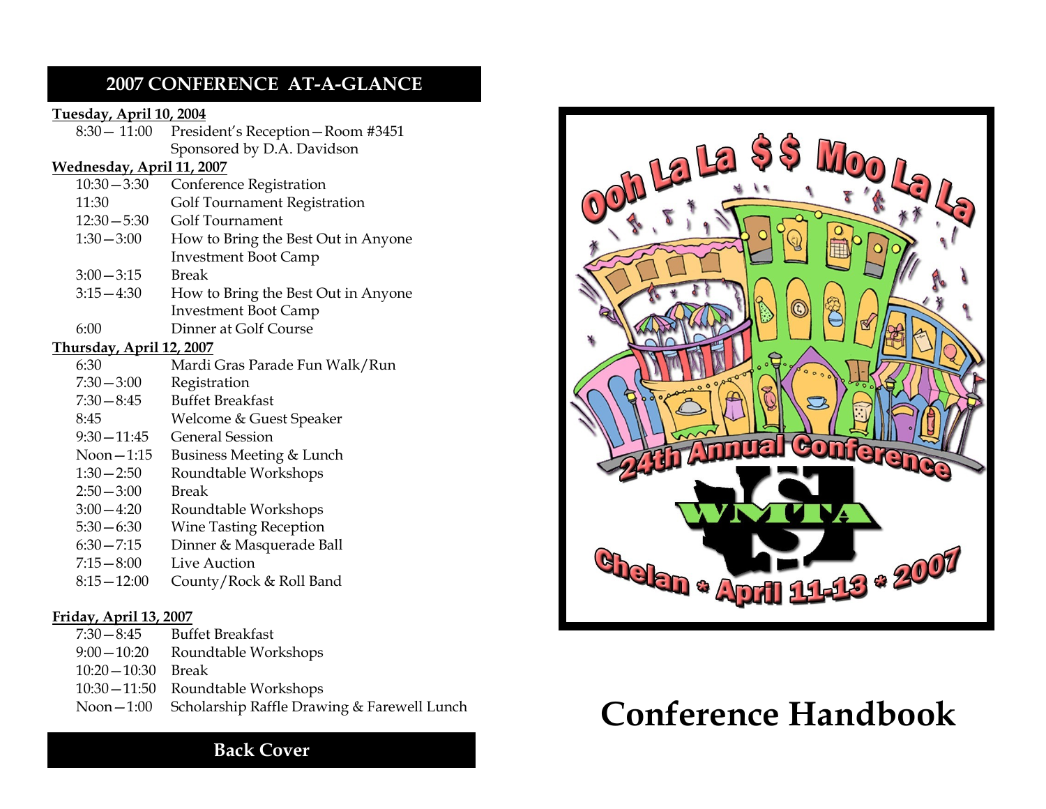## 2007 CONFERENCE AT-A-GLANCE

**Tuesday, April 10, 2004**

| | |
|---|---|
| 8:30 — 11:00 | President's Reception — Room #3451<br>Sponsored by D.A. Davidson |

**Wednesday, April 11, 2007**

| | |
|---|---|
| 10:30 — 3:30 | Conference Registration |
| 11:30 | Golf Tournament Registration |
| 12:30 — 5:30 | Golf Tournament |
| 1:30 — 3:00 | How to Bring the Best Out in Anyone<br>Investment Boot Camp |
| 3:00 — 3:15 | Break |
| 3:15 — 4:30 | How to Bring the Best Out in Anyone<br>Investment Boot Camp |
| 6:00 | Dinner at Golf Course |

**Thursday, April 12, 2007**

| | |
|---|---|
| 6:30 | Mardi Gras Parade Fun Walk/Run |
| 7:30 — 3:00 | Registration |
| 7:30 — 8:45 | Buffet Breakfast |
| 8:45 | Welcome & Guest Speaker |
| 9:30 — 11:45 | General Session |
| Noon — 1:15 | Business Meeting & Lunch |
| 1:30 — 2:50 | Roundtable Workshops |
| 2:50 — 3:00 | Break |
| 3:00 — 4:20 | Roundtable Workshops |
| 5:30 — 6:30 | Wine Tasting Reception |
| 6:30 — 7:15 | Dinner & Masquerade Ball |
| 7:15 — 8:00 | Live Auction |
| 8:15 — 12:00 | County/Rock & Roll Band |

**Friday, April 13, 2007**

| | |
|---|---|
| 7:30 — 8:45 | Buffet Breakfast |
| 9:00 — 10:20 | Roundtable Workshops |
| 10:20 — 10:30 | Break |
| 10:30 — 11:50 | Roundtable Workshops |
| Noon — 1:00 | Scholarship Raffle Drawing & Farewell Lunch |

**Back Cover**

Ooh La La $ $ Moo La La

24th Annual Conference

WMTA

Chelan * April 11-13 * 2007

# Conference Handbook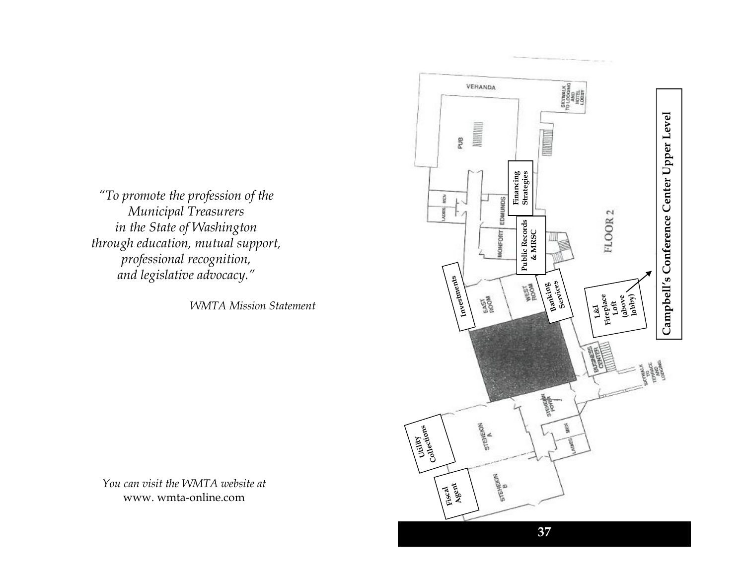*"To promote the profession of the Municipal Treasurers in the State of Washington through education, mutual support, professional recognition, and legislative advocacy."*

*WMTA Mission Statement*

*You can visit the WMTA website at* www. wmta-online.com

## Campbell's Conference Center Upper Level

FLOOR 2

VERANDA

SKYWALK TO LODGING AND HOTEL LOBBY

PUB

LADIES

MEN

EDMUNDS

MONFORT

**Financing Strategies**

**Public Records & MRSC**

**Investments**

EAST ROOM

WEST ROOM

**Banking Services**

**L&I Fireplace Loft (above lobby)**

BUSINESS CENTER

SKYWALK TO TERRACE AND LODGING

STEHEKIN FOYER

**Utility Collections**

STEHEKIN A

**Fiscal Agent**

STEHEKIN B

LADIES

MEN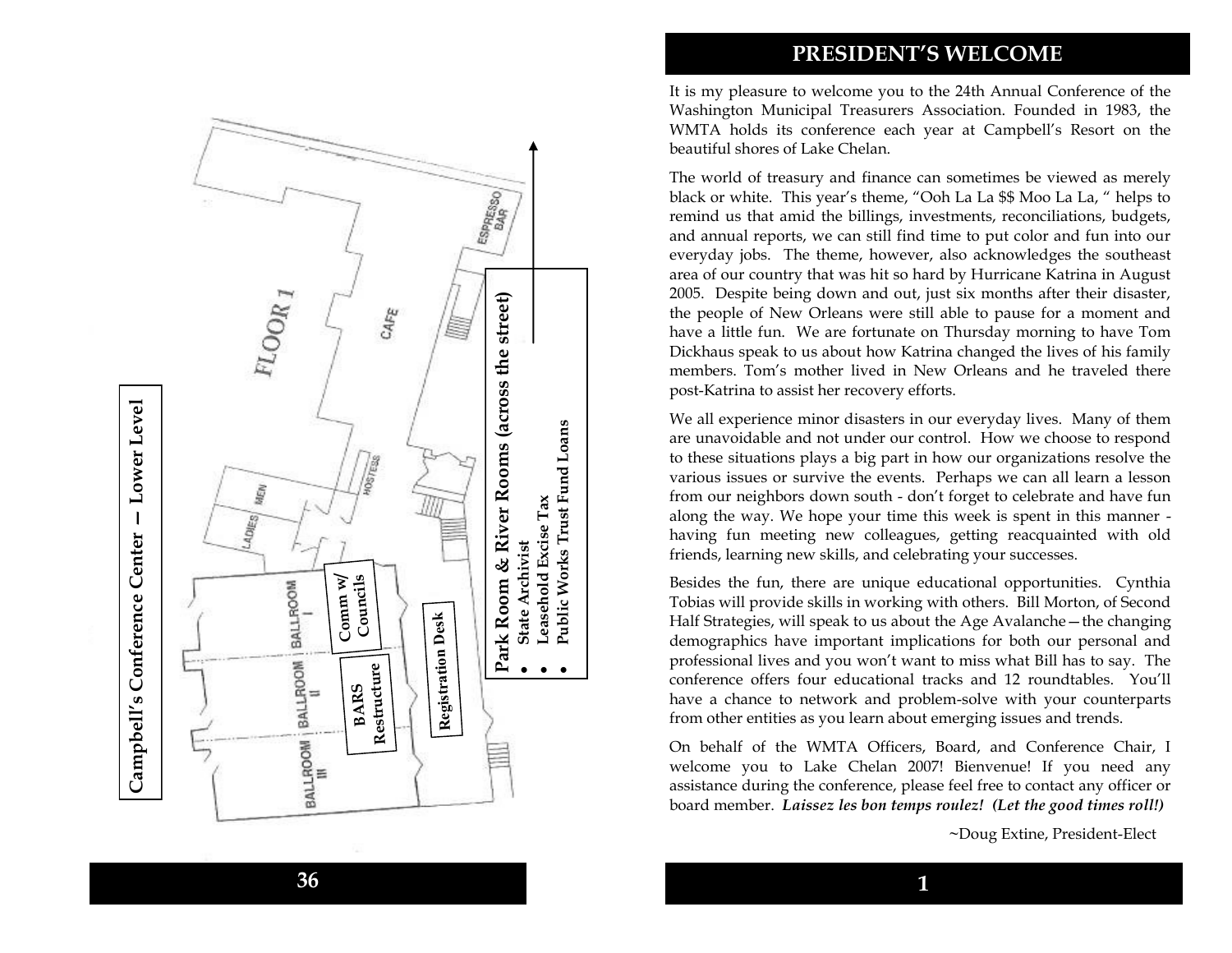## Campbell's Conference Center – Lower Level

FLOOR 1

ESPRESSO BAR

CAFE

HOSTESS

LADIES

MEN

BALLROOM I

BALLROOM II

BALLROOM III

**Comm w/ Councils**

**BARS Restructure**

**Registration Desk**

**Park Room & River Rooms (across the street)**

- **State Archivist**
- **Leasehold Excise Tax**
- **Public Works Trust Fund Loans**

## PRESIDENT'S WELCOME

It is my pleasure to welcome you to the 24th Annual Conference of the Washington Municipal Treasurers Association. Founded in 1983, the WMTA holds its conference each year at Campbell's Resort on the beautiful shores of Lake Chelan.

The world of treasury and finance can sometimes be viewed as merely black or white. This year's theme, "Ooh La La $$ Moo La La, " helps to remind us that amid the billings, investments, reconciliations, budgets, and annual reports, we can still find time to put color and fun into our everyday jobs. The theme, however, also acknowledges the southeast area of our country that was hit so hard by Hurricane Katrina in August 2005. Despite being down and out, just six months after their disaster, the people of New Orleans were still able to pause for a moment and have a little fun. We are fortunate on Thursday morning to have Tom Dickhaus speak to us about how Katrina changed the lives of his family members. Tom's mother lived in New Orleans and he traveled there post-Katrina to assist her recovery efforts.

We all experience minor disasters in our everyday lives. Many of them are unavoidable and not under our control. How we choose to respond to these situations plays a big part in how our organizations resolve the various issues or survive the events. Perhaps we can all learn a lesson from our neighbors down south - don't forget to celebrate and have fun along the way. We hope your time this week is spent in this manner - having fun meeting new colleagues, getting reacquainted with old friends, learning new skills, and celebrating your successes.

Besides the fun, there are unique educational opportunities. Cynthia Tobias will provide skills in working with others. Bill Morton, of Second Half Strategies, will speak to us about the Age Avalanche—the changing demographics have important implications for both our personal and professional lives and you won't want to miss what Bill has to say. The conference offers four educational tracks and 12 roundtables. You'll have a chance to network and problem-solve with your counterparts from other entities as you learn about emerging issues and trends.

On behalf of the WMTA Officers, Board, and Conference Chair, I welcome you to Lake Chelan 2007! Bienvenue! If you need any assistance during the conference, please feel free to contact any officer or board member. ***Laissez les bon temps roulez! (Let the good times roll!)***

~Doug Extine, President-Elect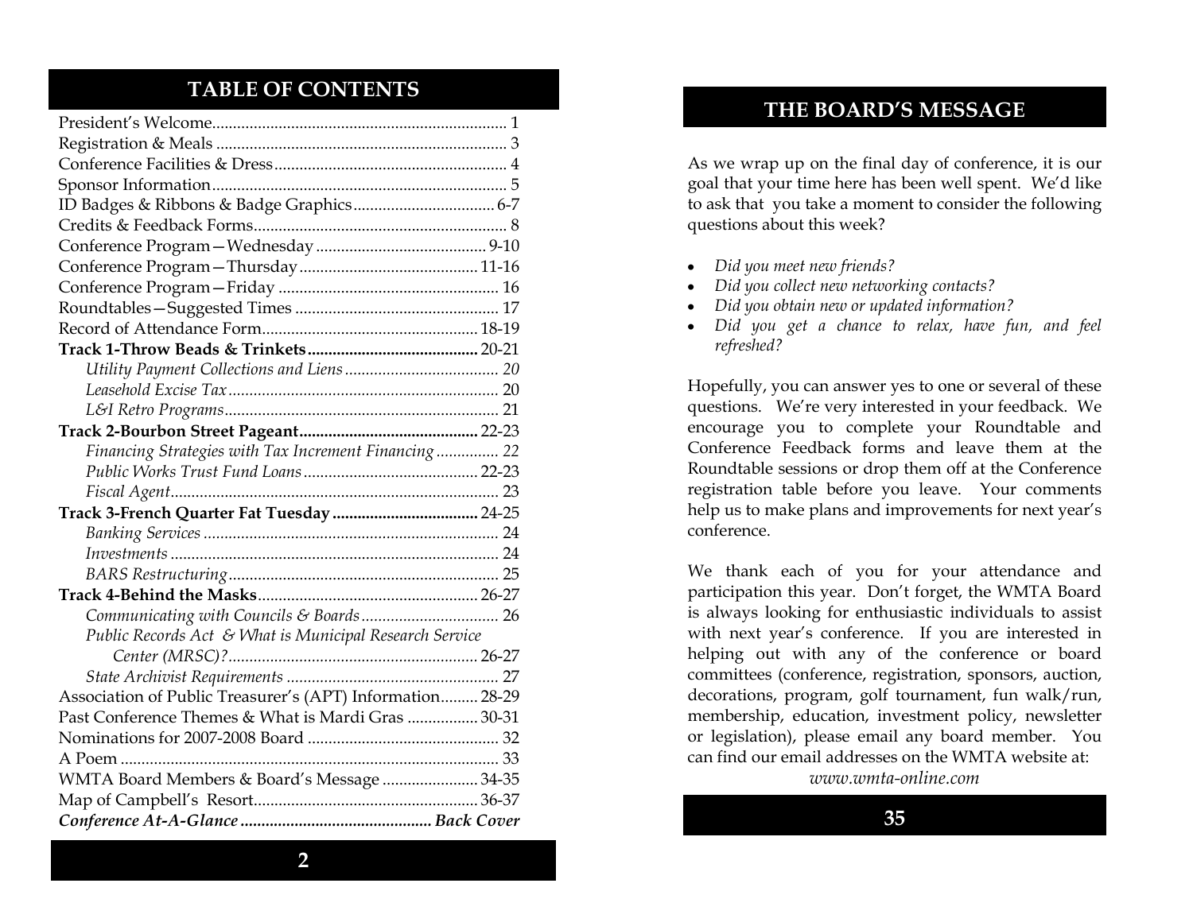## TABLE OF CONTENTS

President's Welcome....... 1
Registration & Meals ....... 3
Conference Facilities & Dress....... 4
Sponsor Information....... 5
ID Badges & Ribbons & Badge Graphics....... 6-7
Credits & Feedback Forms....... 8
Conference Program—Wednesday ....... 9-10
Conference Program—Thursday ....... 11-16
Conference Program—Friday ....... 16
Roundtables—Suggested Times ....... 17
Record of Attendance Form....... 18-19
**Track 1-Throw Beads & Trinkets....... 20-21**
*Utility Payment Collections and Liens ....... 20*
*Leasehold Excise Tax ....... 20*
*L&I Retro Programs....... 21*
**Track 2-Bourbon Street Pageant....... 22-23**
*Financing Strategies with Tax Increment Financing ....... 22*
*Public Works Trust Fund Loans ....... 22-23*
*Fiscal Agent....... 23*
**Track 3-French Quarter Fat Tuesday ....... 24-25**
*Banking Services ....... 24*
*Investments ....... 24*
*BARS Restructuring....... 25*
**Track 4-Behind the Masks....... 26-27**
*Communicating with Councils & Boards ....... 26*
*Public Records Act & What is Municipal Research Service Center (MRSC)?....... 26-27*
*State Archivist Requirements ....... 27*
Association of Public Treasurer's (APT) Information....... 28-29
Past Conference Themes & What is Mardi Gras ....... 30-31
Nominations for 2007-2008 Board ....... 32
A Poem ....... 33
WMTA Board Members & Board's Message ....... 34-35
Map of Campbell's Resort....... 36-37
***Conference At-A-Glance ....... Back Cover***

## THE BOARD'S MESSAGE

As we wrap up on the final day of conference, it is our goal that your time here has been well spent. We'd like to ask that you take a moment to consider the following questions about this week?

- *Did you meet new friends?*
- *Did you collect new networking contacts?*
- *Did you obtain new or updated information?*
- *Did you get a chance to relax, have fun, and feel refreshed?*

Hopefully, you can answer yes to one or several of these questions. We're very interested in your feedback. We encourage you to complete your Roundtable and Conference Feedback forms and leave them at the Roundtable sessions or drop them off at the Conference registration table before you leave. Your comments help us to make plans and improvements for next year's conference.

We thank each of you for your attendance and participation this year. Don't forget, the WMTA Board is always looking for enthusiastic individuals to assist with next year's conference. If you are interested in helping out with any of the conference or board committees (conference, registration, sponsors, auction, decorations, program, golf tournament, fun walk/run, membership, education, investment policy, newsletter or legislation), please email any board member. You can find our email addresses on the WMTA website at:

*www.wmta-online.com*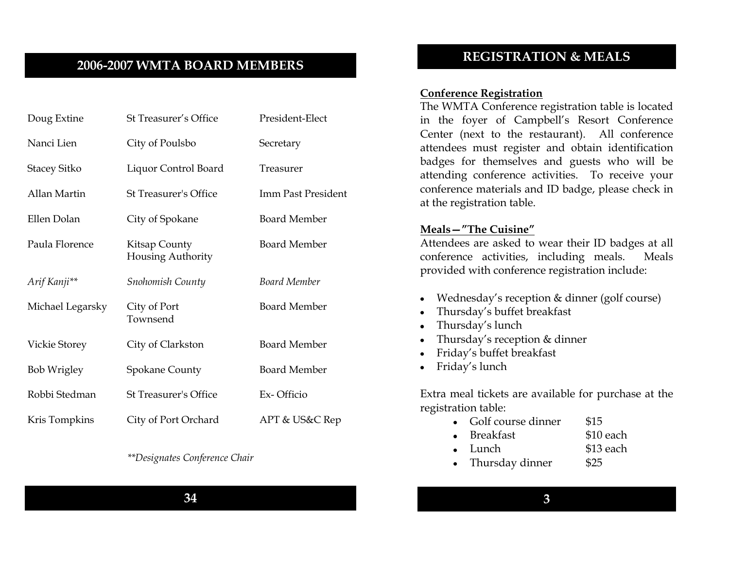## 2006-2007 WMTA BOARD MEMBERS

| Name | Organization | Position |
|---|---|---|
| Doug Extine | St Treasurer's Office | President-Elect |
| Nanci Lien | City of Poulsbo | Secretary |
| Stacey Sitko | Liquor Control Board | Treasurer |
| Allan Martin | St Treasurer's Office | Imm Past President |
| Ellen Dolan | City of Spokane | Board Member |
| Paula Florence | Kitsap County Housing Authority | Board Member |
| *Arif Kanji*** | *Snohomish County* | *Board Member* |
| Michael Legarsky | City of Port Townsend | Board Member |
| Vickie Storey | City of Clarkston | Board Member |
| Bob Wrigley | Spokane County | Board Member |
| Robbi Stedman | St Treasurer's Office | Ex- Officio |
| Kris Tompkins | City of Port Orchard | APT & US&C Rep |

*\*\*Designates Conference Chair*

## REGISTRATION & MEALS

**Conference Registration**

The WMTA Conference registration table is located in the foyer of Campbell's Resort Conference Center (next to the restaurant). All conference attendees must register and obtain identification badges for themselves and guests who will be attending conference activities. To receive your conference materials and ID badge, please check in at the registration table.

**Meals—"The Cuisine"**

Attendees are asked to wear their ID badges at all conference activities, including meals. Meals provided with conference registration include:

- Wednesday's reception & dinner (golf course)
- Thursday's buffet breakfast
- Thursday's lunch
- Thursday's reception & dinner
- Friday's buffet breakfast
- Friday's lunch

Extra meal tickets are available for purchase at the registration table:

- Golf course dinner $15
- Breakfast $10 each
- Lunch $13 each
- Thursday dinner $25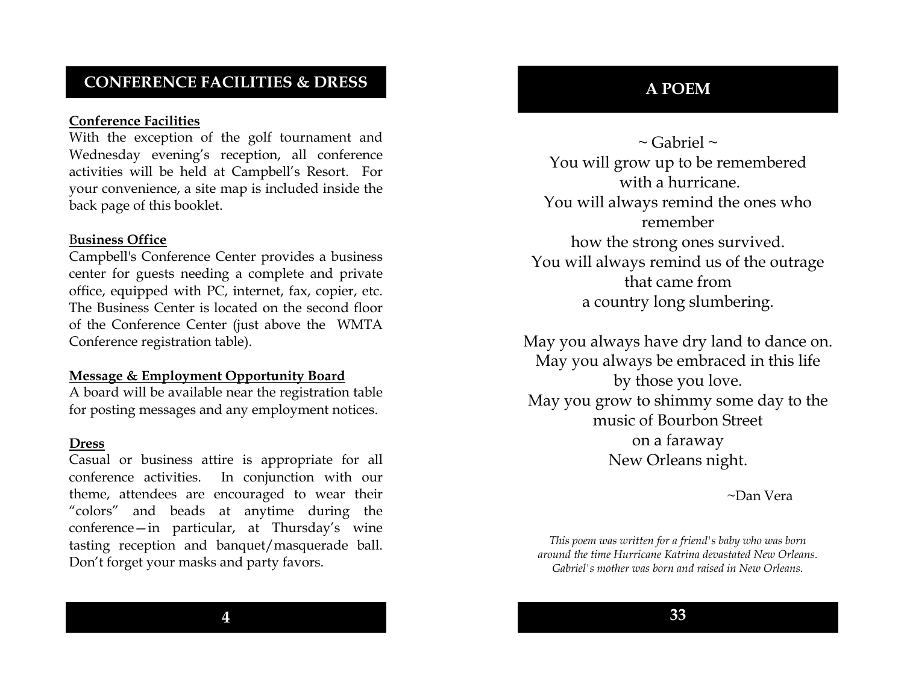## CONFERENCE FACILITIES & DRESS

**Conference Facilities**

With the exception of the golf tournament and Wednesday evening's reception, all conference activities will be held at Campbell's Resort. For your convenience, a site map is included inside the back page of this booklet.

**Business Office**

Campbell's Conference Center provides a business center for guests needing a complete and private office, equipped with PC, internet, fax, copier, etc. The Business Center is located on the second floor of the Conference Center (just above the WMTA Conference registration table).

**Message & Employment Opportunity Board**

A board will be available near the registration table for posting messages and any employment notices.

**Dress**

Casual or business attire is appropriate for all conference activities. In conjunction with our theme, attendees are encouraged to wear their "colors" and beads at anytime during the conference—in particular, at Thursday's wine tasting reception and banquet/masquerade ball. Don't forget your masks and party favors.

## A POEM

~ Gabriel ~

You will grow up to be remembered
with a hurricane.
You will always remind the ones who
remember
how the strong ones survived.
You will always remind us of the outrage
that came from
a country long slumbering.

May you always have dry land to dance on.
May you always be embraced in this life
by those you love.
May you grow to shimmy some day to the
music of Bourbon Street
on a faraway
New Orleans night.

~Dan Vera

*This poem was written for a friend's baby who was born around the time Hurricane Katrina devastated New Orleans. Gabriel's mother was born and raised in New Orleans.*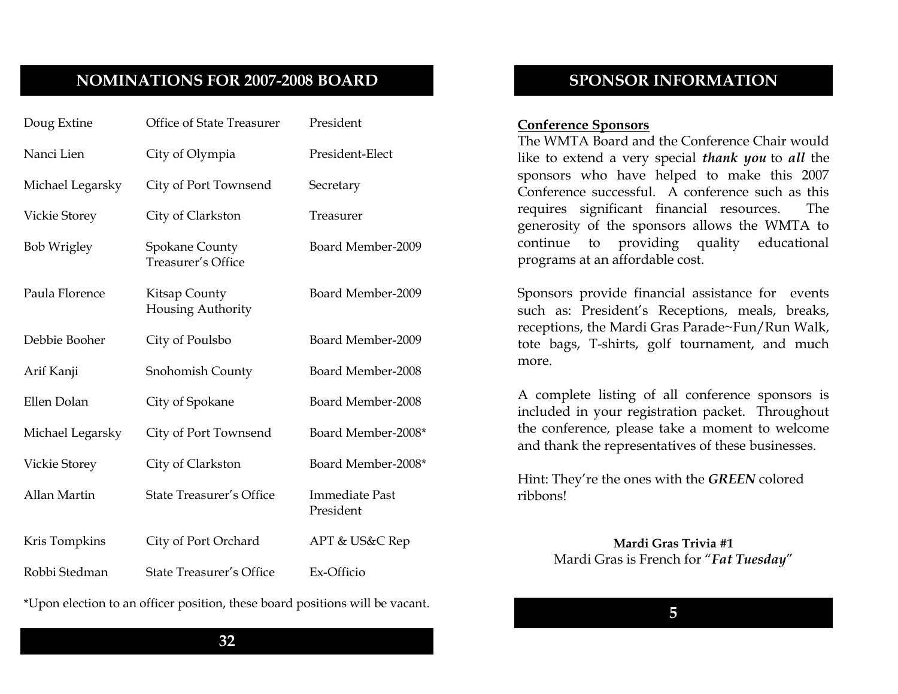## NOMINATIONS FOR 2007-2008 BOARD

| Name | Organization | Position |
| --- | --- | --- |
| Doug Extine | Office of State Treasurer | President |
| Nanci Lien | City of Olympia | President-Elect |
| Michael Legarsky | City of Port Townsend | Secretary |
| Vickie Storey | City of Clarkston | Treasurer |
| Bob Wrigley | Spokane County Treasurer's Office | Board Member-2009 |
| Paula Florence | Kitsap County Housing Authority | Board Member-2009 |
| Debbie Booher | City of Poulsbo | Board Member-2009 |
| Arif Kanji | Snohomish County | Board Member-2008 |
| Ellen Dolan | City of Spokane | Board Member-2008 |
| Michael Legarsky | City of Port Townsend | Board Member-2008* |
| Vickie Storey | City of Clarkston | Board Member-2008* |
| Allan Martin | State Treasurer's Office | Immediate Past President |
| Kris Tompkins | City of Port Orchard | APT & US&C Rep |
| Robbi Stedman | State Treasurer's Office | Ex-Officio |

*Upon election to an officer position, these board positions will be vacant.

## SPONSOR INFORMATION

**Conference Sponsors**

The WMTA Board and the Conference Chair would like to extend a very special ***thank you*** to ***all*** the sponsors who have helped to make this 2007 Conference successful. A conference such as this requires significant financial resources. The generosity of the sponsors allows the WMTA to continue to providing quality educational programs at an affordable cost.

Sponsors provide financial assistance for events such as: President's Receptions, meals, breaks, receptions, the Mardi Gras Parade~Fun/Run Walk, tote bags, T-shirts, golf tournament, and much more.

A complete listing of all conference sponsors is included in your registration packet. Throughout the conference, please take a moment to welcome and thank the representatives of these businesses.

Hint: They're the ones with the ***GREEN*** colored ribbons!

**Mardi Gras Trivia #1**

Mardi Gras is French for "***Fat Tuesday***"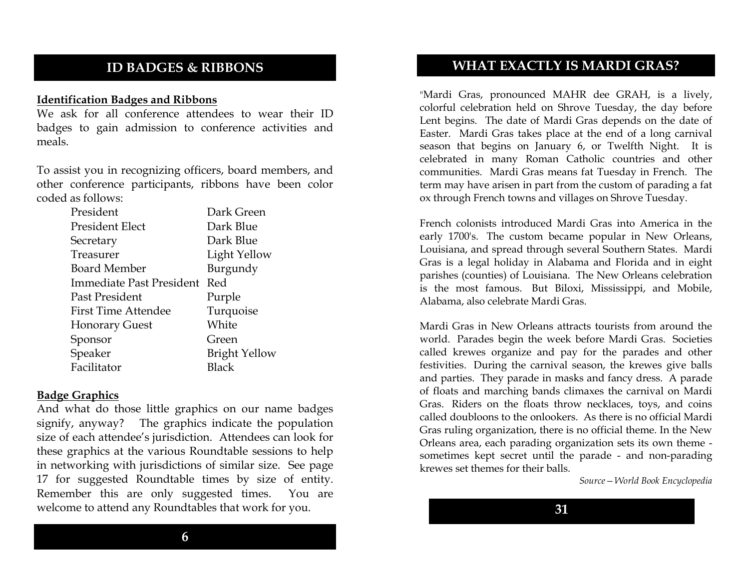## ID BADGES & RIBBONS

**Identification Badges and Ribbons**

We ask for all conference attendees to wear their ID badges to gain admission to conference activities and meals.

To assist you in recognizing officers, board members, and other conference participants, ribbons have been color coded as follows:

| Role | Ribbon Color |
|---|---|
| President | Dark Green |
| President Elect | Dark Blue |
| Secretary | Dark Blue |
| Treasurer | Light Yellow |
| Board Member | Burgundy |
| Immediate Past President | Red |
| Past President | Purple |
| First Time Attendee | Turquoise |
| Honorary Guest | White |
| Sponsor | Green |
| Speaker | Bright Yellow |
| Facilitator | Black |

**Badge Graphics**

And what do those little graphics on our name badges signify, anyway? The graphics indicate the population size of each attendee's jurisdiction. Attendees can look for these graphics at the various Roundtable sessions to help in networking with jurisdictions of similar size. See page 17 for suggested Roundtable times by size of entity. Remember this are only suggested times. You are welcome to attend any Roundtables that work for you.

## WHAT EXACTLY IS MARDI GRAS?

"Mardi Gras, pronounced MAHR dee GRAH, is a lively, colorful celebration held on Shrove Tuesday, the day before Lent begins. The date of Mardi Gras depends on the date of Easter. Mardi Gras takes place at the end of a long carnival season that begins on January 6, or Twelfth Night. It is celebrated in many Roman Catholic countries and other communities. Mardi Gras means fat Tuesday in French. The term may have arisen in part from the custom of parading a fat ox through French towns and villages on Shrove Tuesday.

French colonists introduced Mardi Gras into America in the early 1700's. The custom became popular in New Orleans, Louisiana, and spread through several Southern States. Mardi Gras is a legal holiday in Alabama and Florida and in eight parishes (counties) of Louisiana. The New Orleans celebration is the most famous. But Biloxi, Mississippi, and Mobile, Alabama, also celebrate Mardi Gras.

Mardi Gras in New Orleans attracts tourists from around the world. Parades begin the week before Mardi Gras. Societies called krewes organize and pay for the parades and other festivities. During the carnival season, the krewes give balls and parties. They parade in masks and fancy dress. A parade of floats and marching bands climaxes the carnival on Mardi Gras. Riders on the floats throw necklaces, toys, and coins called doubloons to the onlookers. As there is no official Mardi Gras ruling organization, there is no official theme. In the New Orleans area, each parading organization sets its own theme - sometimes kept secret until the parade - and non-parading krewes set themes for their balls.

*Source—World Book Encyclopedia*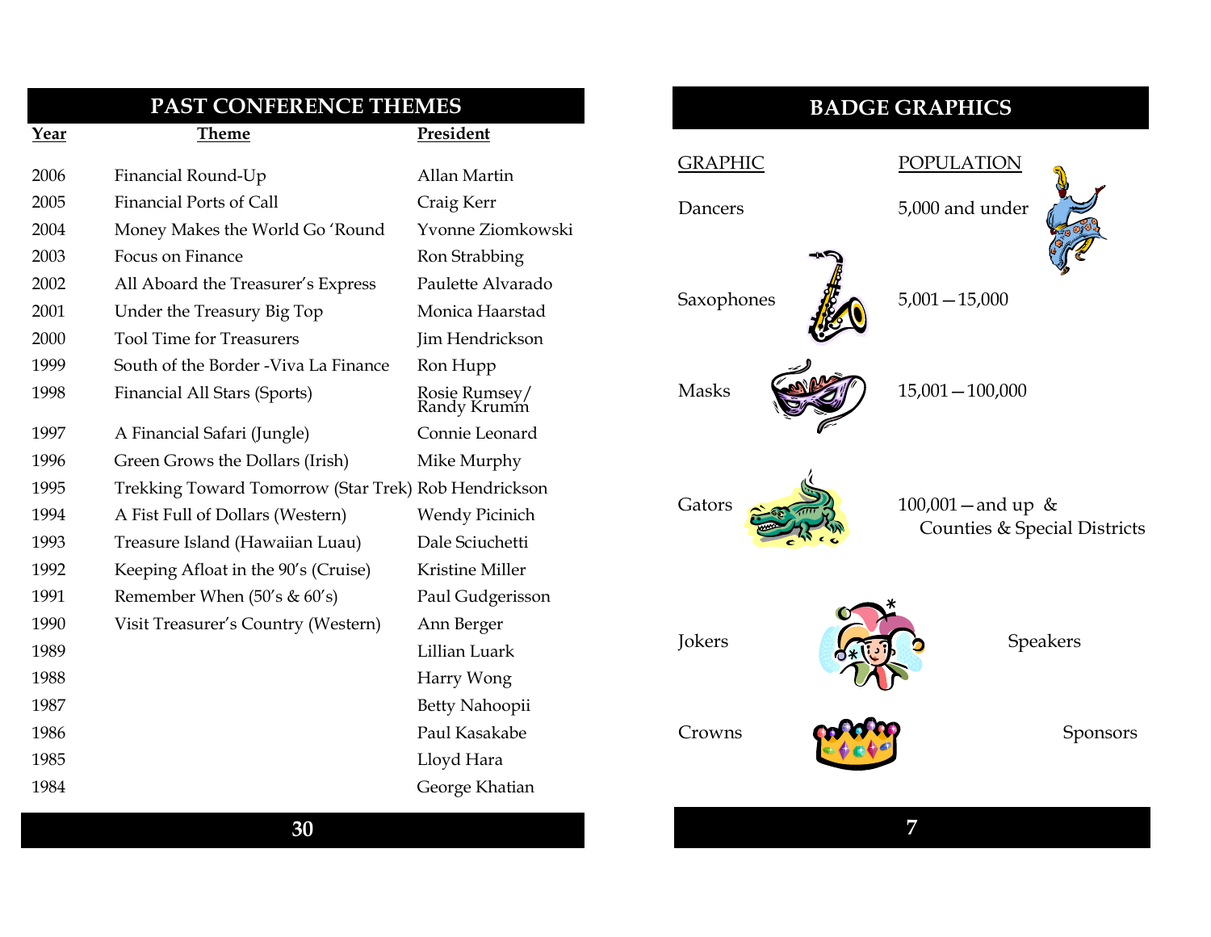## PAST CONFERENCE THEMES

| Year | Theme | President |
|---|---|---|
| 2006 | Financial Round-Up | Allan Martin |
| 2005 | Financial Ports of Call | Craig Kerr |
| 2004 | Money Makes the World Go 'Round | Yvonne Ziomkowski |
| 2003 | Focus on Finance | Ron Strabbing |
| 2002 | All Aboard the Treasurer's Express | Paulette Alvarado |
| 2001 | Under the Treasury Big Top | Monica Haarstad |
| 2000 | Tool Time for Treasurers | Jim Hendrickson |
| 1999 | South of the Border -Viva La Finance | Ron Hupp |
| 1998 | Financial All Stars (Sports) | Rosie Rumsey/ Randy Krumm |
| 1997 | A Financial Safari (Jungle) | Connie Leonard |
| 1996 | Green Grows the Dollars (Irish) | Mike Murphy |
| 1995 | Trekking Toward Tomorrow (Star Trek) | Rob Hendrickson |
| 1994 | A Fist Full of Dollars (Western) | Wendy Picinich |
| 1993 | Treasure Island (Hawaiian Luau) | Dale Sciuchetti |
| 1992 | Keeping Afloat in the 90's (Cruise) | Kristine Miller |
| 1991 | Remember When (50's & 60's) | Paul Gudgerisson |
| 1990 | Visit Treasurer's Country (Western) | Ann Berger |
| 1989 | | Lillian Luark |
| 1988 | | Harry Wong |
| 1987 | | Betty Nahoopii |
| 1986 | | Paul Kasakabe |
| 1985 | | Lloyd Hara |
| 1984 | | George Khatian |

## BADGE GRAPHICS

| GRAPHIC | POPULATION |
|---|---|
| Dancers | 5,000 and under |
| Saxophones | 5,001—15,000 |
| Masks | 15,001—100,000 |
| Gators | 100,001—and up & Counties & Special Districts |
| Jokers | Speakers |
| Crowns | Sponsors |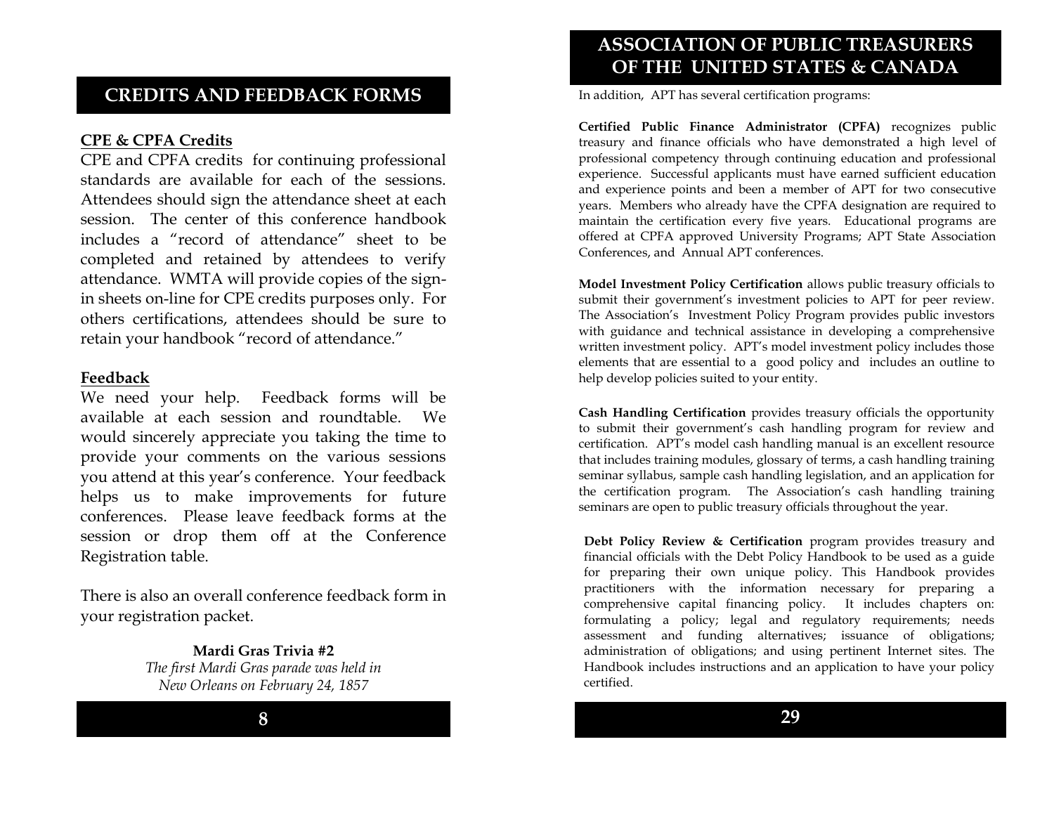## CREDITS AND FEEDBACK FORMS

**CPE & CPFA Credits**

CPE and CPFA credits for continuing professional standards are available for each of the sessions. Attendees should sign the attendance sheet at each session. The center of this conference handbook includes a "record of attendance" sheet to be completed and retained by attendees to verify attendance. WMTA will provide copies of the sign-in sheets on-line for CPE credits purposes only. For others certifications, attendees should be sure to retain your handbook "record of attendance."

**Feedback**

We need your help. Feedback forms will be available at each session and roundtable. We would sincerely appreciate you taking the time to provide your comments on the various sessions you attend at this year's conference. Your feedback helps us to make improvements for future conferences. Please leave feedback forms at the session or drop them off at the Conference Registration table.

There is also an overall conference feedback form in your registration packet.

**Mardi Gras Trivia #2**

*The first Mardi Gras parade was held in New Orleans on February 24, 1857*

## ASSOCIATION OF PUBLIC TREASURERS OF THE UNITED STATES & CANADA

In addition, APT has several certification programs:

**Certified Public Finance Administrator (CPFA)** recognizes public treasury and finance officials who have demonstrated a high level of professional competency through continuing education and professional experience. Successful applicants must have earned sufficient education and experience points and been a member of APT for two consecutive years. Members who already have the CPFA designation are required to maintain the certification every five years. Educational programs are offered at CPFA approved University Programs; APT State Association Conferences, and Annual APT conferences.

**Model Investment Policy Certification** allows public treasury officials to submit their government's investment policies to APT for peer review. The Association's Investment Policy Program provides public investors with guidance and technical assistance in developing a comprehensive written investment policy. APT's model investment policy includes those elements that are essential to a good policy and includes an outline to help develop policies suited to your entity.

**Cash Handling Certification** provides treasury officials the opportunity to submit their government's cash handling program for review and certification. APT's model cash handling manual is an excellent resource that includes training modules, glossary of terms, a cash handling training seminar syllabus, sample cash handling legislation, and an application for the certification program. The Association's cash handling training seminars are open to public treasury officials throughout the year.

**Debt Policy Review & Certification** program provides treasury and financial officials with the Debt Policy Handbook to be used as a guide for preparing their own unique policy. This Handbook provides practitioners with the information necessary for preparing a comprehensive capital financing policy. It includes chapters on: formulating a policy; legal and regulatory requirements; needs assessment and funding alternatives; issuance of obligations; administration of obligations; and using pertinent Internet sites. The Handbook includes instructions and an application to have your policy certified.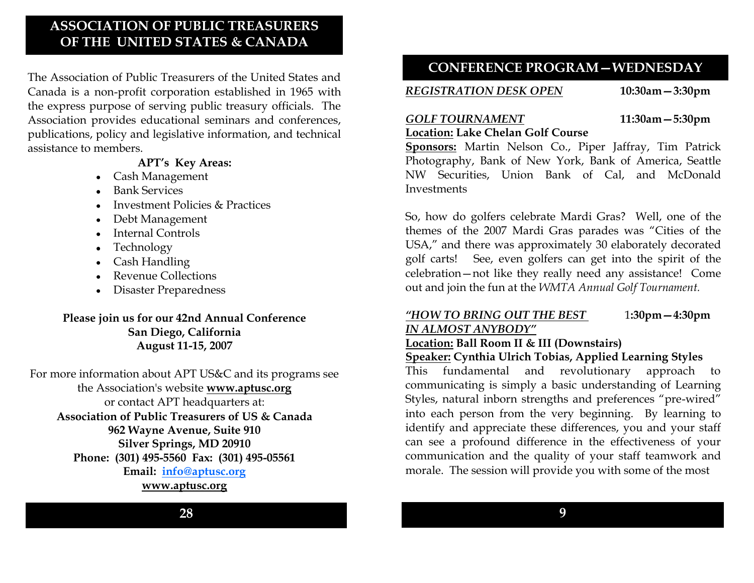## ASSOCIATION OF PUBLIC TREASURERS OF THE UNITED STATES & CANADA

The Association of Public Treasurers of the United States and Canada is a non-profit corporation established in 1965 with the express purpose of serving public treasury officials. The Association provides educational seminars and conferences, publications, policy and legislative information, and technical assistance to members.

**APT's Key Areas:**

- Cash Management
- Bank Services
- Investment Policies & Practices
- Debt Management
- Internal Controls
- Technology
- Cash Handling
- Revenue Collections
- Disaster Preparedness

**Please join us for our 42nd Annual Conference**
**San Diego, California**
**August 11-15, 2007**

For more information about APT US&C and its programs see the Association's website **www.aptusc.org** or contact APT headquarters at:

**Association of Public Treasurers of US & Canada**
**962 Wayne Avenue, Suite 910**
**Silver Springs, MD 20910**
**Phone: (301) 495-5560 Fax: (301) 495-05561**
**Email: info@aptusc.org**
**www.aptusc.org**

## CONFERENCE PROGRAM—WEDNESDAY

*REGISTRATION DESK OPEN* **10:30am—3:30pm**

*GOLF TOURNAMENT* **11:30am—5:30pm**
**Location: Lake Chelan Golf Course**
**Sponsors:** Martin Nelson Co., Piper Jaffray, Tim Patrick Photography, Bank of New York, Bank of America, Seattle NW Securities, Union Bank of Cal, and McDonald Investments

So, how do golfers celebrate Mardi Gras? Well, one of the themes of the 2007 Mardi Gras parades was "Cities of the USA," and there was approximately 30 elaborately decorated golf carts! See, even golfers can get into the spirit of the celebration—not like they really need any assistance! Come out and join the fun at the *WMTA Annual Golf Tournament.*

*"HOW TO BRING OUT THE BEST IN ALMOST ANYBODY"* **1:30pm—4:30pm**
**Location: Ball Room II & III (Downstairs)**
**Speaker: Cynthia Ulrich Tobias, Applied Learning Styles**
This fundamental and revolutionary approach to communicating is simply a basic understanding of Learning Styles, natural inborn strengths and preferences "pre-wired" into each person from the very beginning. By learning to identify and appreciate these differences, you and your staff can see a profound difference in the effectiveness of your communication and the quality of your staff teamwork and morale. The session will provide you with some of the most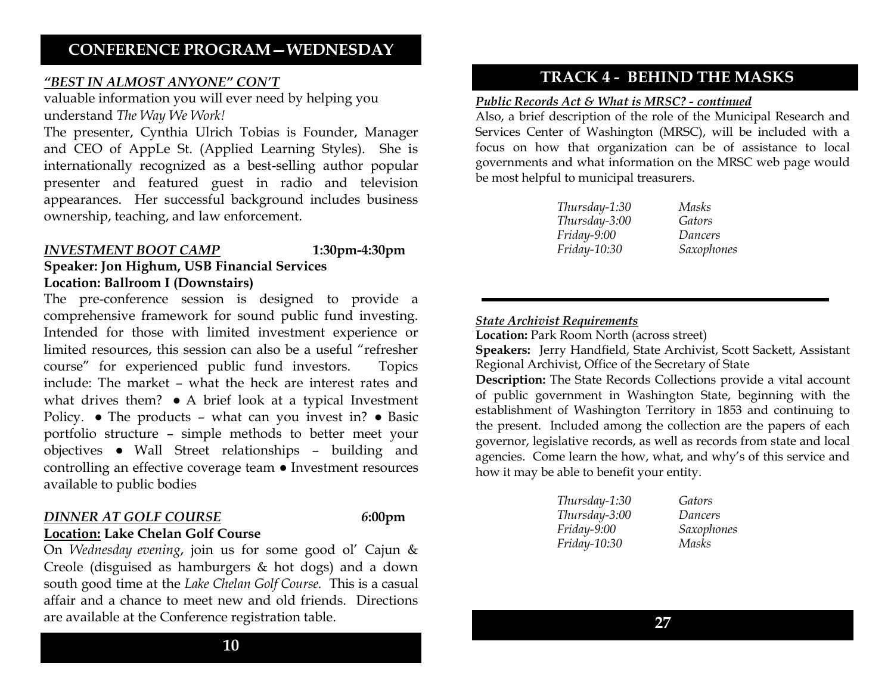## CONFERENCE PROGRAM—WEDNESDAY

***"BEST IN ALMOST ANYONE" CON'T***

valuable information you will ever need by helping you understand *The Way We Work!*

The presenter, Cynthia Ulrich Tobias is Founder, Manager and CEO of AppLe St. (Applied Learning Styles). She is internationally recognized as a best-selling author popular presenter and featured guest in radio and television appearances. Her successful background includes business ownership, teaching, and law enforcement.

***INVESTMENT BOOT CAMP*** **1:30pm-4:30pm**

**Speaker: Jon Highum, USB Financial Services**

**Location: Ballroom I (Downstairs)**

The pre-conference session is designed to provide a comprehensive framework for sound public fund investing. Intended for those with limited investment experience or limited resources, this session can also be a useful "refresher course" for experienced public fund investors. Topics include: The market – what the heck are interest rates and what drives them? ● A brief look at a typical Investment Policy. ● The products – what can you invest in? ● Basic portfolio structure – simple methods to better meet your objectives ● Wall Street relationships – building and controlling an effective coverage team ● Investment resources available to public bodies

***DINNER AT GOLF COURSE*** **6:00pm**

**Location: Lake Chelan Golf Course**

On *Wednesday evening*, join us for some good ol' Cajun & Creole (disguised as hamburgers & hot dogs) and a down south good time at the *Lake Chelan Golf Course.* This is a casual affair and a chance to meet new and old friends. Directions are available at the Conference registration table.

## TRACK 4 - BEHIND THE MASKS

***Public Records Act & What is MRSC? - continued***

Also, a brief description of the role of the Municipal Research and Services Center of Washington (MRSC), will be included with a focus on how that organization can be of assistance to local governments and what information on the MRSC web page would be most helpful to municipal treasurers.

| | |
|---|---|
| *Thursday-1:30* | *Masks* |
| *Thursday-3:00* | *Gators* |
| *Friday-9:00* | *Dancers* |
| *Friday-10:30* | *Saxophones* |

***State Archivist Requirements***

**Location:** Park Room North (across street)

**Speakers:** Jerry Handfield, State Archivist, Scott Sackett, Assistant Regional Archivist, Office of the Secretary of State

**Description:** The State Records Collections provide a vital account of public government in Washington State, beginning with the establishment of Washington Territory in 1853 and continuing to the present. Included among the collection are the papers of each governor, legislative records, as well as records from state and local agencies. Come learn the how, what, and why's of this service and how it may be able to benefit your entity.

| | |
|---|---|
| *Thursday-1:30* | *Gators* |
| *Thursday-3:00* | *Dancers* |
| *Friday-9:00* | *Saxophones* |
| *Friday-10:30* | *Masks* |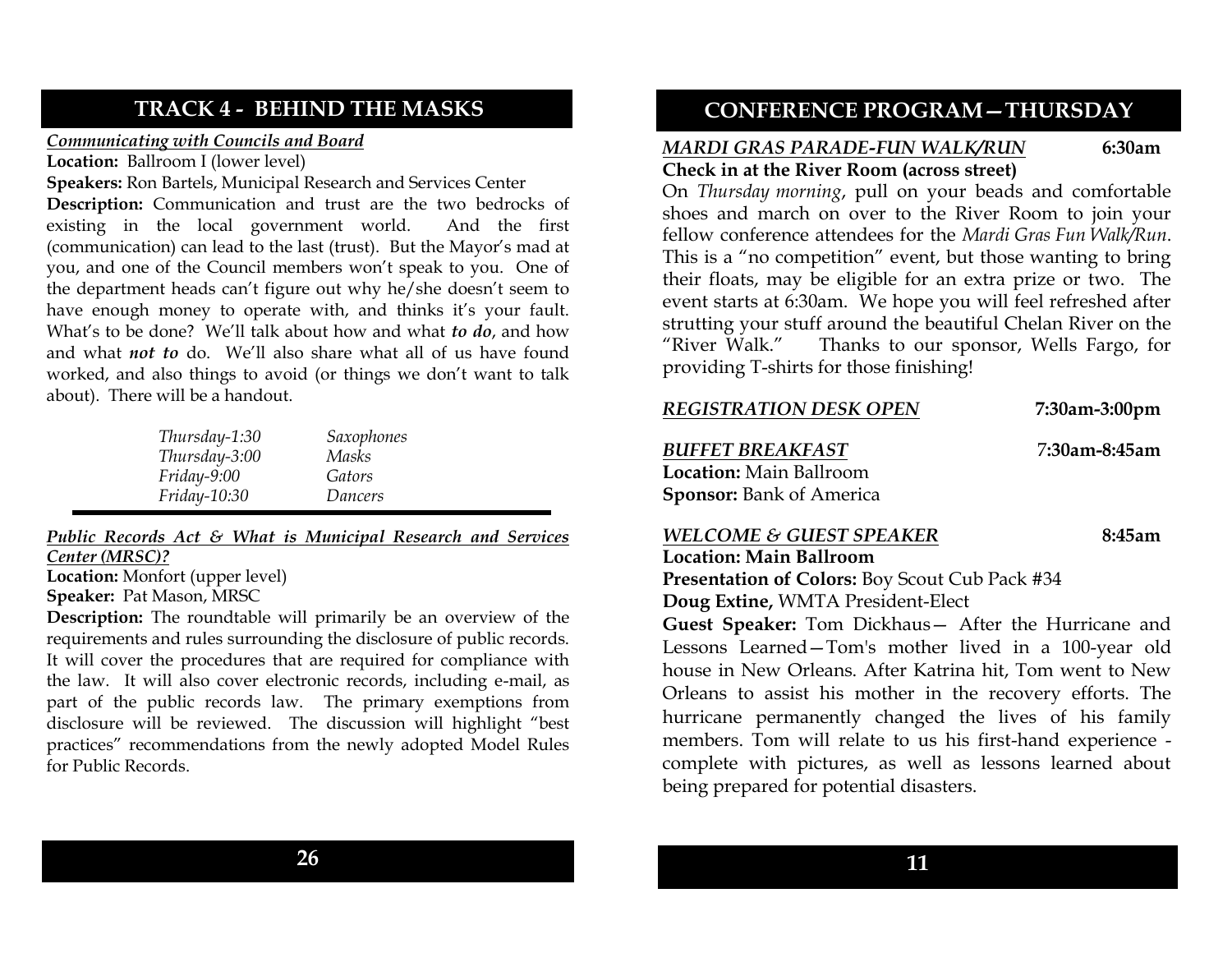## TRACK 4 - BEHIND THE MASKS

***Communicating with Councils and Board***

**Location:** Ballroom I (lower level)

**Speakers:** Ron Bartels, Municipal Research and Services Center

**Description:** Communication and trust are the two bedrocks of existing in the local government world. And the first (communication) can lead to the last (trust). But the Mayor's mad at you, and one of the Council members won't speak to you. One of the department heads can't figure out why he/she doesn't seem to have enough money to operate with, and thinks it's your fault. What's to be done? We'll talk about how and what ***to do***, and how and what ***not to*** do. We'll also share what all of us have found worked, and also things to avoid (or things we don't want to talk about). There will be a handout.

| | |
|---|---|
| *Thursday-1:30* | *Saxophones* |
| *Thursday-3:00* | *Masks* |
| *Friday-9:00* | *Gators* |
| *Friday-10:30* | *Dancers* |

***Public Records Act & What is Municipal Research and Services Center (MRSC)?***

**Location:** Monfort (upper level)

**Speaker:** Pat Mason, MRSC

**Description:** The roundtable will primarily be an overview of the requirements and rules surrounding the disclosure of public records. It will cover the procedures that are required for compliance with the law. It will also cover electronic records, including e-mail, as part of the public records law. The primary exemptions from disclosure will be reviewed. The discussion will highlight "best practices" recommendations from the newly adopted Model Rules for Public Records.

## CONFERENCE PROGRAM—THURSDAY

***MARDI GRAS PARADE-FUN WALK/RUN*** **6:30am**

**Check in at the River Room (across street)**

On *Thursday morning*, pull on your beads and comfortable shoes and march on over to the River Room to join your fellow conference attendees for the *Mardi Gras Fun Walk/Run*. This is a "no competition" event, but those wanting to bring their floats, may be eligible for an extra prize or two. The event starts at 6:30am. We hope you will feel refreshed after strutting your stuff around the beautiful Chelan River on the "River Walk." Thanks to our sponsor, Wells Fargo, for providing T-shirts for those finishing!

***REGISTRATION DESK OPEN*** **7:30am-3:00pm**

***BUFFET BREAKFAST*** **7:30am-8:45am**

**Location:** Main Ballroom

**Sponsor:** Bank of America

***WELCOME & GUEST SPEAKER*** **8:45am**

**Location: Main Ballroom**

**Presentation of Colors:** Boy Scout Cub Pack #34

**Doug Extine,** WMTA President-Elect

**Guest Speaker:** Tom Dickhaus— After the Hurricane and Lessons Learned—Tom's mother lived in a 100-year old house in New Orleans. After Katrina hit, Tom went to New Orleans to assist his mother in the recovery efforts. The hurricane permanently changed the lives of his family members. Tom will relate to us his first-hand experience - complete with pictures, as well as lessons learned about being prepared for potential disasters.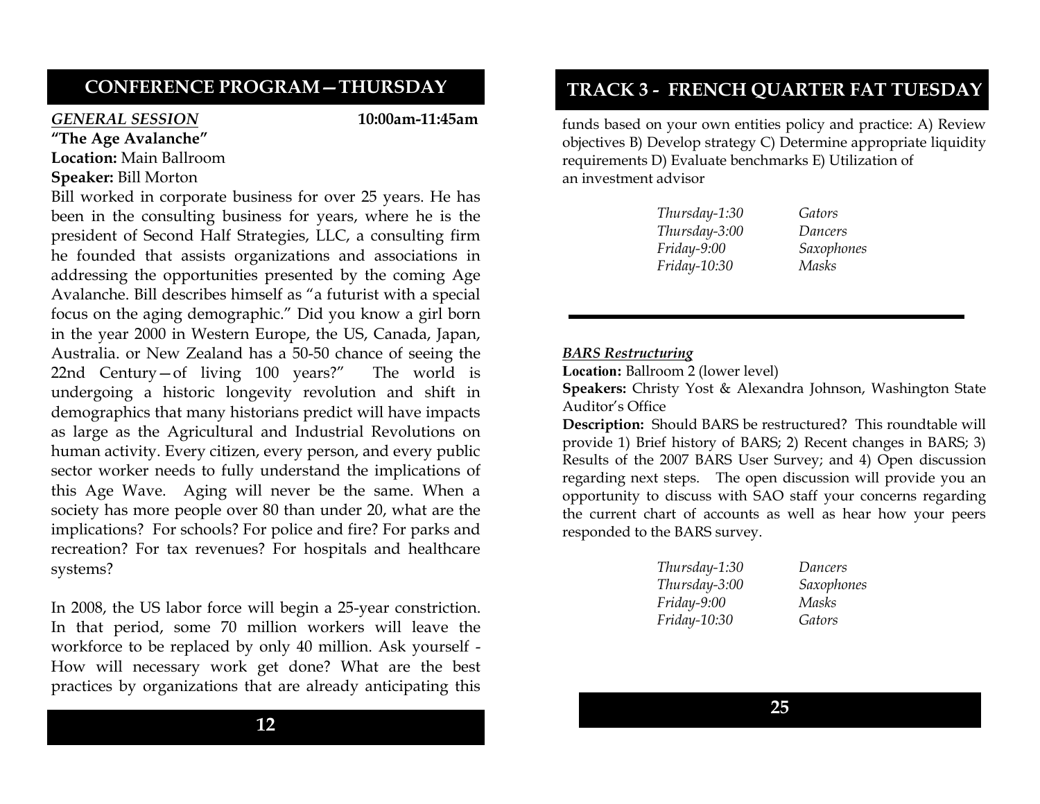## CONFERENCE PROGRAM—THURSDAY

***GENERAL SESSION*** **10:00am-11:45am**

**"The Age Avalanche"**

**Location:** Main Ballroom

**Speaker:** Bill Morton

Bill worked in corporate business for over 25 years. He has been in the consulting business for years, where he is the president of Second Half Strategies, LLC, a consulting firm he founded that assists organizations and associations in addressing the opportunities presented by the coming Age Avalanche. Bill describes himself as "a futurist with a special focus on the aging demographic." Did you know a girl born in the year 2000 in Western Europe, the US, Canada, Japan, Australia. or New Zealand has a 50-50 chance of seeing the 22nd Century—of living 100 years?" The world is undergoing a historic longevity revolution and shift in demographics that many historians predict will have impacts as large as the Agricultural and Industrial Revolutions on human activity. Every citizen, every person, and every public sector worker needs to fully understand the implications of this Age Wave. Aging will never be the same. When a society has more people over 80 than under 20, what are the implications? For schools? For police and fire? For parks and recreation? For tax revenues? For hospitals and healthcare systems?

In 2008, the US labor force will begin a 25-year constriction. In that period, some 70 million workers will leave the workforce to be replaced by only 40 million. Ask yourself - How will necessary work get done? What are the best practices by organizations that are already anticipating this

## TRACK 3 - FRENCH QUARTER FAT TUESDAY

funds based on your own entities policy and practice: A) Review objectives B) Develop strategy C) Determine appropriate liquidity requirements D) Evaluate benchmarks E) Utilization of an investment advisor

| | |
|---|---|
| *Thursday-1:30* | *Gators* |
| *Thursday-3:00* | *Dancers* |
| *Friday-9:00* | *Saxophones* |
| *Friday-10:30* | *Masks* |

***BARS Restructuring***

**Location:** Ballroom 2 (lower level)

**Speakers:** Christy Yost & Alexandra Johnson, Washington State Auditor's Office

**Description:** Should BARS be restructured? This roundtable will provide 1) Brief history of BARS; 2) Recent changes in BARS; 3) Results of the 2007 BARS User Survey; and 4) Open discussion regarding next steps. The open discussion will provide you an opportunity to discuss with SAO staff your concerns regarding the current chart of accounts as well as hear how your peers responded to the BARS survey.

| | |
|---|---|
| *Thursday-1:30* | *Dancers* |
| *Thursday-3:00* | *Saxophones* |
| *Friday-9:00* | *Masks* |
| *Friday-10:30* | *Gators* |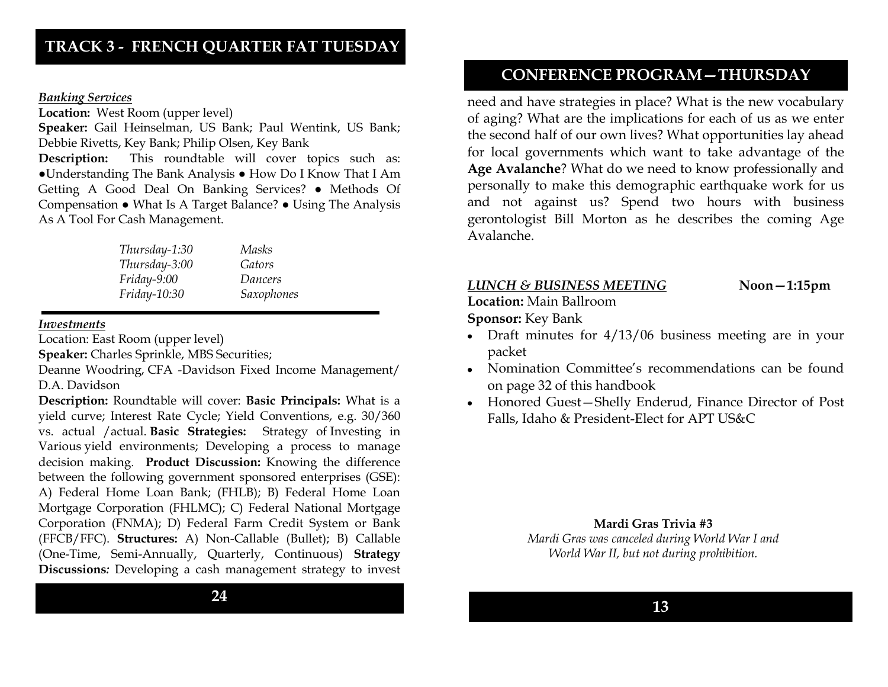## TRACK 3 - FRENCH QUARTER FAT TUESDAY

***Banking Services***

**Location:** West Room (upper level)

**Speaker:** Gail Heinselman, US Bank; Paul Wentink, US Bank; Debbie Rivetts, Key Bank; Philip Olsen, Key Bank

**Description:** This roundtable will cover topics such as: ●Understanding The Bank Analysis ● How Do I Know That I Am Getting A Good Deal On Banking Services? ● Methods Of Compensation ● What Is A Target Balance? ● Using The Analysis As A Tool For Cash Management.

| | |
|---|---|
| *Thursday-1:30* | *Masks* |
| *Thursday-3:00* | *Gators* |
| *Friday-9:00* | *Dancers* |
| *Friday-10:30* | *Saxophones* |

***Investments***

Location: East Room (upper level)

**Speaker:** Charles Sprinkle, MBS Securities;
Deanne Woodring, CFA -Davidson Fixed Income Management/ D.A. Davidson

**Description:** Roundtable will cover: **Basic Principals:** What is a yield curve; Interest Rate Cycle; Yield Conventions, e.g. 30/360 vs. actual /actual. **Basic Strategies:** Strategy of Investing in Various yield environments; Developing a process to manage decision making. **Product Discussion:** Knowing the difference between the following government sponsored enterprises (GSE): A) Federal Home Loan Bank; (FHLB); B) Federal Home Loan Mortgage Corporation (FHLMC); C) Federal National Mortgage Corporation (FNMA); D) Federal Farm Credit System or Bank (FFCB/FFC). **Structures:** A) Non-Callable (Bullet); B) Callable (One-Time, Semi-Annually, Quarterly, Continuous) **Strategy Discussions:** Developing a cash management strategy to invest

## CONFERENCE PROGRAM—THURSDAY

need and have strategies in place? What is the new vocabulary of aging? What are the implications for each of us as we enter the second half of our own lives? What opportunities lay ahead for local governments which want to take advantage of the **Age Avalanche**? What do we need to know professionally and personally to make this demographic earthquake work for us and not against us? Spend two hours with business gerontologist Bill Morton as he describes the coming Age Avalanche.

***LUNCH & BUSINESS MEETING*** **Noon—1:15pm**

**Location:** Main Ballroom

**Sponsor:** Key Bank

- Draft minutes for 4/13/06 business meeting are in your packet
- Nomination Committee's recommendations can be found on page 32 of this handbook
- Honored Guest—Shelly Enderud, Finance Director of Post Falls, Idaho & President-Elect for APT US&C

**Mardi Gras Trivia #3**

*Mardi Gras was canceled during World War I and World War II, but not during prohibition.*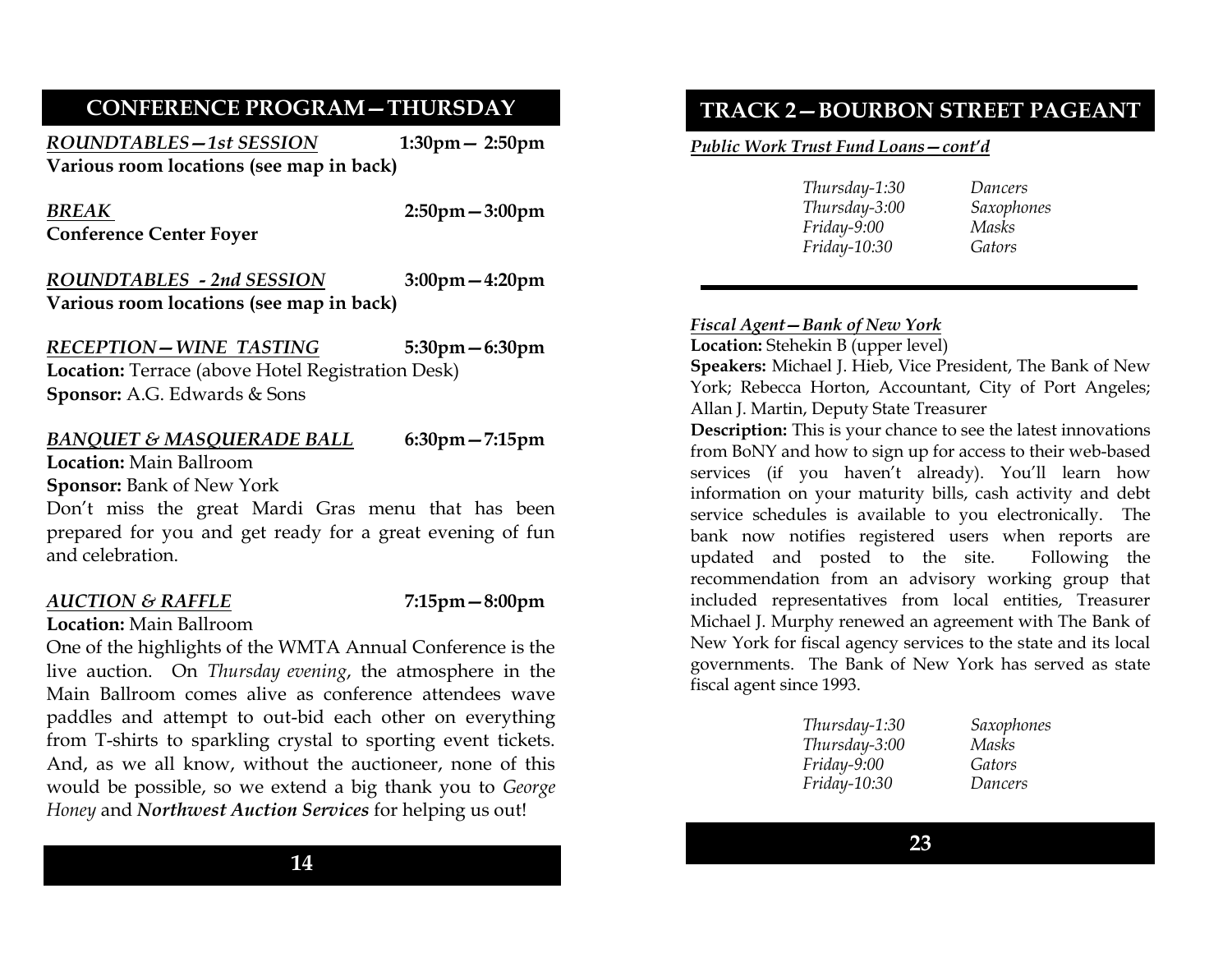## CONFERENCE PROGRAM—THURSDAY

***ROUNDTABLES—1st SESSION*** **1:30pm— 2:50pm**
**Various room locations (see map in back)**

***BREAK*** **2:50pm—3:00pm**
**Conference Center Foyer**

***ROUNDTABLES - 2nd SESSION*** **3:00pm—4:20pm**
**Various room locations (see map in back)**

***RECEPTION—WINE TASTING*** **5:30pm—6:30pm**
**Location:** Terrace (above Hotel Registration Desk)
**Sponsor:** A.G. Edwards & Sons

***BANQUET & MASQUERADE BALL*** **6:30pm—7:15pm**
**Location:** Main Ballroom
**Sponsor:** Bank of New York
Don't miss the great Mardi Gras menu that has been prepared for you and get ready for a great evening of fun and celebration.

***AUCTION & RAFFLE*** **7:15pm—8:00pm**
**Location:** Main Ballroom
One of the highlights of the WMTA Annual Conference is the live auction. On *Thursday evening*, the atmosphere in the Main Ballroom comes alive as conference attendees wave paddles and attempt to out-bid each other on everything from T-shirts to sparkling crystal to sporting event tickets. And, as we all know, without the auctioneer, none of this would be possible, so we extend a big thank you to *George Honey* and ***Northwest Auction Services*** for helping us out!

## TRACK 2—BOURBON STREET PAGEANT

***Public Work Trust Fund Loans—cont'd***

| | |
|---|---|
| *Thursday-1:30* | *Dancers* |
| *Thursday-3:00* | *Saxophones* |
| *Friday-9:00* | *Masks* |
| *Friday-10:30* | *Gators* |

***Fiscal Agent—Bank of New York***
**Location:** Stehekin B (upper level)
**Speakers:** Michael J. Hieb, Vice President, The Bank of New York; Rebecca Horton, Accountant, City of Port Angeles; Allan J. Martin, Deputy State Treasurer
**Description:** This is your chance to see the latest innovations from BoNY and how to sign up for access to their web-based services (if you haven't already). You'll learn how information on your maturity bills, cash activity and debt service schedules is available to you electronically. The bank now notifies registered users when reports are updated and posted to the site. Following the recommendation from an advisory working group that included representatives from local entities, Treasurer Michael J. Murphy renewed an agreement with The Bank of New York for fiscal agency services to the state and its local governments. The Bank of New York has served as state fiscal agent since 1993.

| | |
|---|---|
| *Thursday-1:30* | *Saxophones* |
| *Thursday-3:00* | *Masks* |
| *Friday-9:00* | *Gators* |
| *Friday-10:30* | *Dancers* |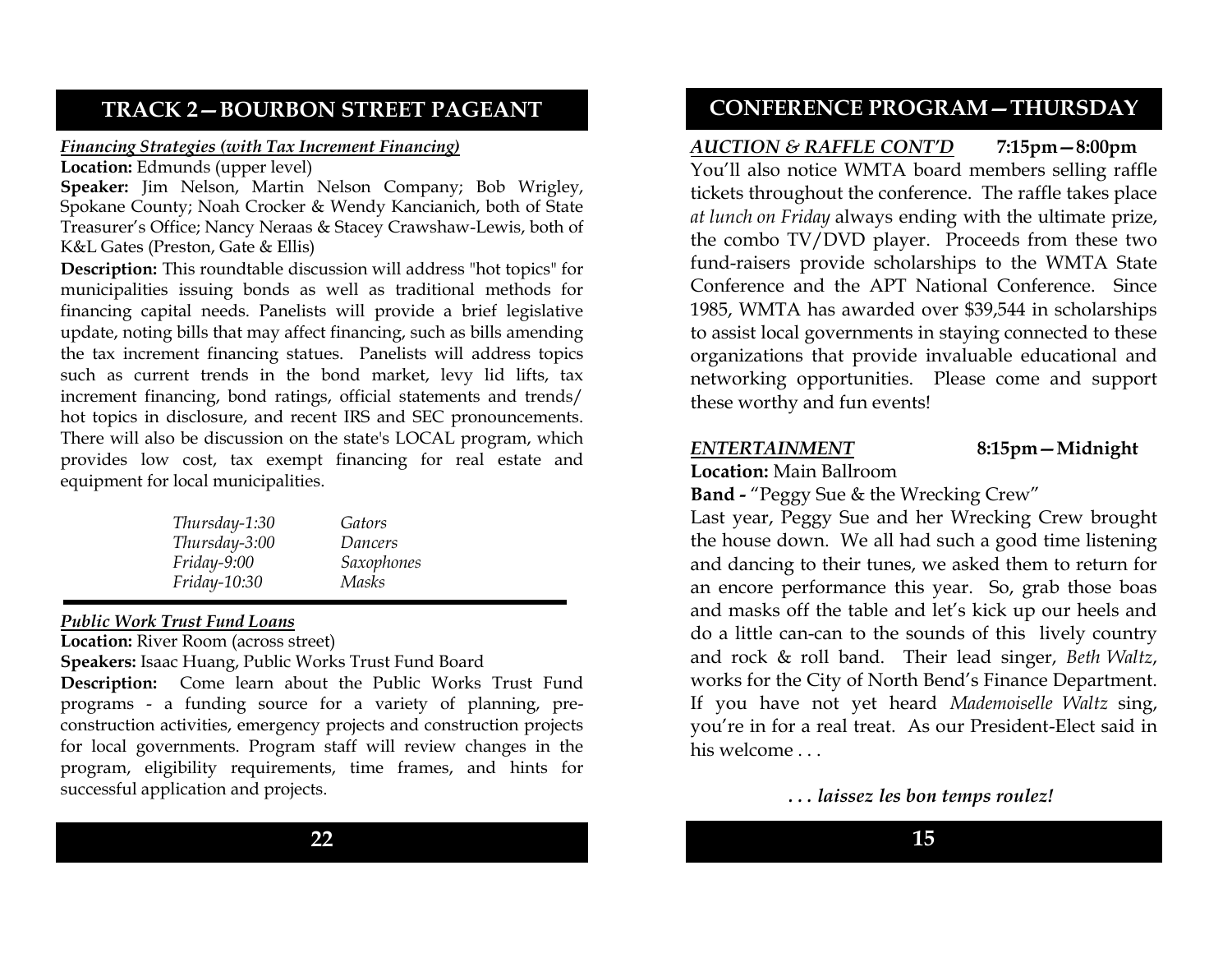## TRACK 2—BOURBON STREET PAGEANT

***Financing Strategies (with Tax Increment Financing)***

**Location:** Edmunds (upper level)

**Speaker:** Jim Nelson, Martin Nelson Company; Bob Wrigley, Spokane County; Noah Crocker & Wendy Kancianich, both of State Treasurer's Office; Nancy Neraas & Stacey Crawshaw-Lewis, both of K&L Gates (Preston, Gate & Ellis)

**Description:** This roundtable discussion will address "hot topics" for municipalities issuing bonds as well as traditional methods for financing capital needs. Panelists will provide a brief legislative update, noting bills that may affect financing, such as bills amending the tax increment financing statues. Panelists will address topics such as current trends in the bond market, levy lid lifts, tax increment financing, bond ratings, official statements and trends/ hot topics in disclosure, and recent IRS and SEC pronouncements. There will also be discussion on the state's LOCAL program, which provides low cost, tax exempt financing for real estate and equipment for local municipalities.

| | |
|---|---|
| *Thursday-1:30* | *Gators* |
| *Thursday-3:00* | *Dancers* |
| *Friday-9:00* | *Saxophones* |
| *Friday-10:30* | *Masks* |

***Public Work Trust Fund Loans***

**Location:** River Room (across street)

**Speakers:** Isaac Huang, Public Works Trust Fund Board

**Description:** Come learn about the Public Works Trust Fund programs - a funding source for a variety of planning, pre-construction activities, emergency projects and construction projects for local governments. Program staff will review changes in the program, eligibility requirements, time frames, and hints for successful application and projects.

## CONFERENCE PROGRAM—THURSDAY

***AUCTION & RAFFLE CONT'D*** **7:15pm—8:00pm**

You'll also notice WMTA board members selling raffle tickets throughout the conference. The raffle takes place *at lunch on Friday* always ending with the ultimate prize, the combo TV/DVD player. Proceeds from these two fund-raisers provide scholarships to the WMTA State Conference and the APT National Conference. Since 1985, WMTA has awarded over $39,544 in scholarships to assist local governments in staying connected to these organizations that provide invaluable educational and networking opportunities. Please come and support these worthy and fun events!

***ENTERTAINMENT*** **8:15pm—Midnight**

**Location:** Main Ballroom

**Band -** "Peggy Sue & the Wrecking Crew"

Last year, Peggy Sue and her Wrecking Crew brought the house down. We all had such a good time listening and dancing to their tunes, we asked them to return for an encore performance this year. So, grab those boas and masks off the table and let's kick up our heels and do a little can-can to the sounds of this lively country and rock & roll band. Their lead singer, *Beth Waltz*, works for the City of North Bend's Finance Department. If you have not yet heard *Mademoiselle Waltz* sing, you're in for a real treat. As our President-Elect said in his welcome . . .

***. . . laissez les bon temps roulez!***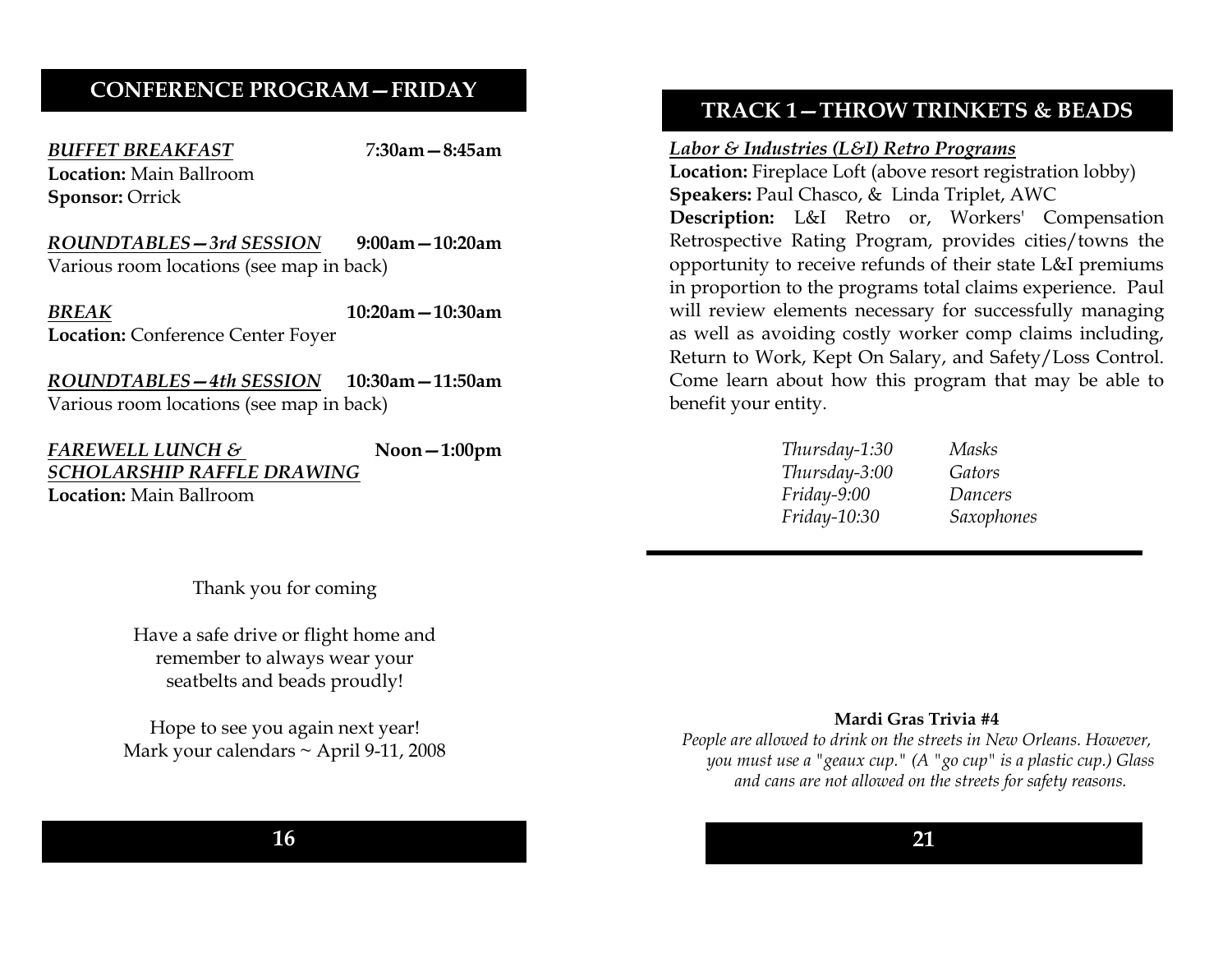## CONFERENCE PROGRAM—FRIDAY

***BUFFET BREAKFAST*** **7:30am—8:45am**
**Location:** Main Ballroom
**Sponsor:** Orrick

***ROUNDTABLES—3rd SESSION*** **9:00am—10:20am**
Various room locations (see map in back)

***BREAK*** **10:20am—10:30am**
**Location:** Conference Center Foyer

***ROUNDTABLES—4th SESSION*** **10:30am—11:50am**
Various room locations (see map in back)

***FAREWELL LUNCH & SCHOLARSHIP RAFFLE DRAWING*** **Noon—1:00pm**
**Location:** Main Ballroom

Thank you for coming

Have a safe drive or flight home and remember to always wear your seatbelts and beads proudly!

Hope to see you again next year!
Mark your calendars ~ April 9-11, 2008

## TRACK 1—THROW TRINKETS & BEADS

***Labor & Industries (L&I) Retro Programs***
**Location:** Fireplace Loft (above resort registration lobby)
**Speakers:** Paul Chasco, & Linda Triplet, AWC
**Description:** L&I Retro or, Workers' Compensation Retrospective Rating Program, provides cities/towns the opportunity to receive refunds of their state L&I premiums in proportion to the programs total claims experience. Paul will review elements necessary for successfully managing as well as avoiding costly worker comp claims including, Return to Work, Kept On Salary, and Safety/Loss Control. Come learn about how this program that may be able to benefit your entity.

| | |
|---|---|
| *Thursday-1:30* | *Masks* |
| *Thursday-3:00* | *Gators* |
| *Friday-9:00* | *Dancers* |
| *Friday-10:30* | *Saxophones* |

**Mardi Gras Trivia #4**
*People are allowed to drink on the streets in New Orleans. However, you must use a "geaux cup." (A "go cup" is a plastic cup.) Glass and cans are not allowed on the streets for safety reasons.*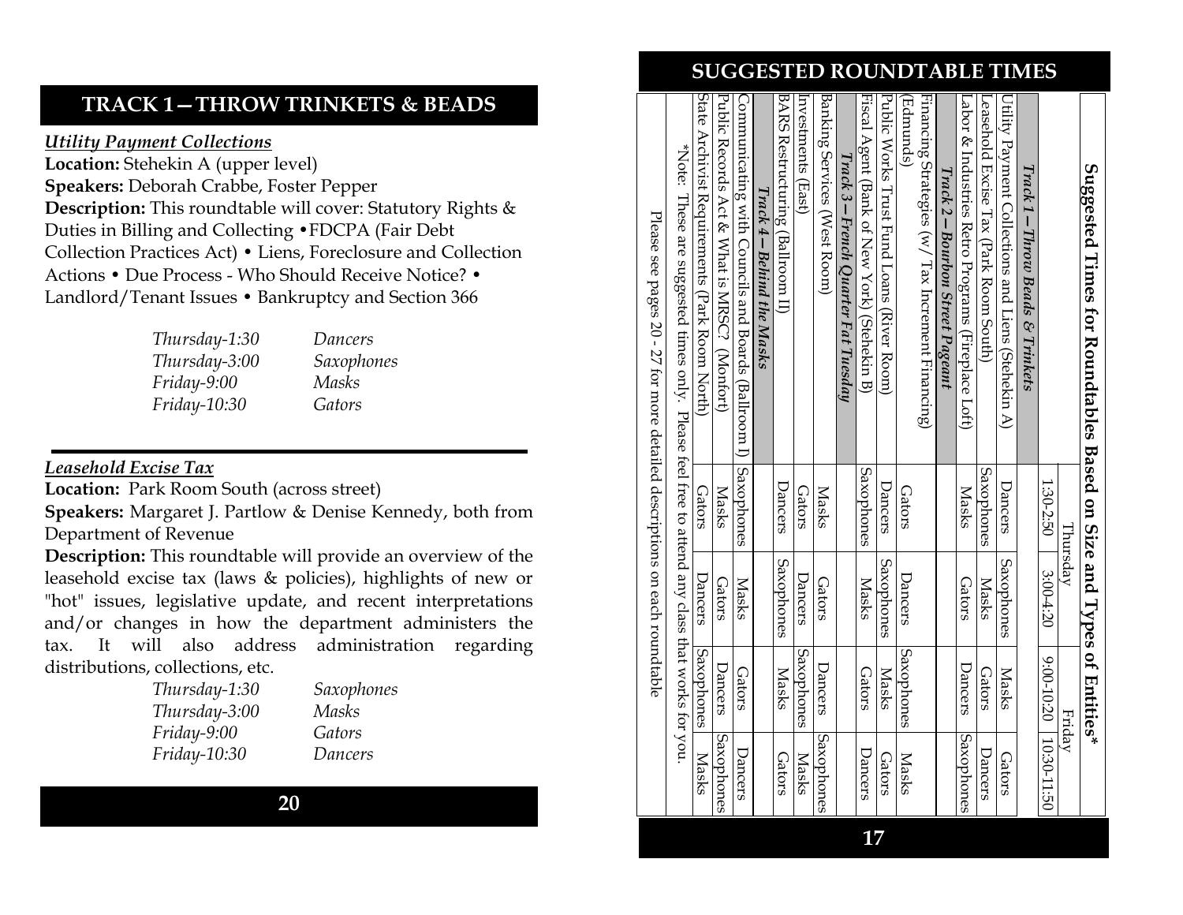## TRACK 1—THROW TRINKETS & BEADS

### *Utility Payment Collections*

**Location:** Stehekin A (upper level)

**Speakers:** Deborah Crabbe, Foster Pepper

**Description:** This roundtable will cover: Statutory Rights & Duties in Billing and Collecting •FDCPA (Fair Debt Collection Practices Act) • Liens, Foreclosure and Collection Actions • Due Process - Who Should Receive Notice? • Landlord/Tenant Issues • Bankruptcy and Section 366

| | |
|---|---|
| *Thursday-1:30* | *Dancers* |
| *Thursday-3:00* | *Saxophones* |
| *Friday-9:00* | *Masks* |
| *Friday-10:30* | *Gators* |

### *Leasehold Excise Tax*

**Location:** Park Room South (across street)

**Speakers:** Margaret J. Partlow & Denise Kennedy, both from Department of Revenue

**Description:** This roundtable will provide an overview of the leasehold excise tax (laws & policies), highlights of new or "hot" issues, legislative update, and recent interpretations and/or changes in how the department administers the tax. It will also address administration regarding distributions, collections, etc.

| | |
|---|---|
| *Thursday-1:30* | *Saxophones* |
| *Thursday-3:00* | *Masks* |
| *Friday-9:00* | *Gators* |
| *Friday-10:30* | *Dancers* |

## SUGGESTED ROUNDTABLE TIMES

**Suggested Times for Roundtables Based on Size and Types of Entities***

| | Thursday | | Friday | |
|---|---|---|---|---|
| | 1:30-2:50 | 3:00-4:20 | 9:00-10:20 | 10:30-11:50 |
| ***Track 1—Throw Beads & Trinkets*** | | | | |
| Utility Payment Collections and Liens (Stehekin A) | Dancers | Saxophones | Masks | Gators |
| Leasehold Excise Tax (Park Room South) | Saxophones | Masks | Gators | Dancers |
| Labor & Industries Retro Programs (Fireplace Loft) | Masks | Gators | Dancers | Saxophones |
| ***Track 2—Bourbon Street Pageant*** | | | | |
| Financing Strategies (w/ Tax Increment Financing) (Edmunds) | Gators | Dancers | Saxophones | Masks |
| Public Works Trust Fund Loans (River Room) | Dancers | Saxophones | Masks | Gators |
| Fiscal Agent (Bank of New York) (Stehekin B) | Saxophones | Masks | Gators | Dancers |
| ***Track 3—French Quarter Fat Tuesday*** | | | | |
| Banking Services (West Room) | Masks | Gators | Dancers | Saxophones |
| Investments (East) | Gators | Dancers | Saxophones | Masks |
| BARS Restructuring (Ballroom II) | Dancers | Saxophones | Masks | Gators |
| ***Track 4—Behind the Masks*** | | | | |
| Communicating with Councils and Boards (Ballroom I) | Saxophones | Masks | Gators | Dancers |
| Public Records Act & What is MRSC? (Monfort) | Masks | Gators | Dancers | Saxophones |
| State Archivist Requirements (Park Room North) | Gators | Dancers | Saxophones | Masks |

*Note: These are suggested times only. Please feel free to attend any class that works for you.

Please see pages 20 - 27 for more detailed descriptions on each roundtable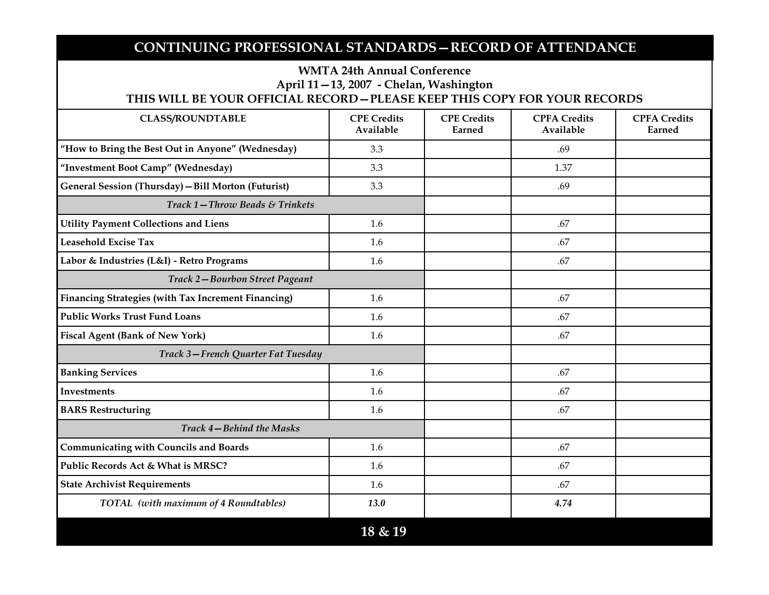# CONTINUING PROFESSIONAL STANDARDS—RECORD OF ATTENDANCE

**WMTA 24th Annual Conference**
**April 11—13, 2007 - Chelan, Washington**
**THIS WILL BE YOUR OFFICIAL RECORD—PLEASE KEEP THIS COPY FOR YOUR RECORDS**

| CLASS/ROUNDTABLE | CPE Credits Available | CPE Credits Earned | CPFA Credits Available | CPFA Credits Earned |
|---|---|---|---|---|
| **"How to Bring the Best Out in Anyone" (Wednesday)** | 3.3 | | .69 | |
| **"Investment Boot Camp" (Wednesday)** | 3.3 | | 1.37 | |
| **General Session (Thursday)—Bill Morton (Futurist)** | 3.3 | | .69 | |
| ***Track 1—Throw Beads & Trinkets*** | | | | |
| **Utility Payment Collections and Liens** | 1.6 | | .67 | |
| **Leasehold Excise Tax** | 1.6 | | .67 | |
| **Labor & Industries (L&I) - Retro Programs** | 1.6 | | .67 | |
| ***Track 2—Bourbon Street Pageant*** | | | | |
| **Financing Strategies (with Tax Increment Financing)** | 1.6 | | .67 | |
| **Public Works Trust Fund Loans** | 1.6 | | .67 | |
| **Fiscal Agent (Bank of New York)** | 1.6 | | .67 | |
| ***Track 3—French Quarter Fat Tuesday*** | | | | |
| **Banking Services** | 1.6 | | .67 | |
| **Investments** | 1.6 | | .67 | |
| **BARS Restructuring** | 1.6 | | .67 | |
| ***Track 4—Behind the Masks*** | | | | |
| **Communicating with Councils and Boards** | 1.6 | | .67 | |
| **Public Records Act & What is MRSC?** | 1.6 | | .67 | |
| **State Archivist Requirements** | 1.6 | | .67 | |
| *TOTAL (with maximum of 4 Roundtables)* | ***13.0*** | | ***4.74*** | |